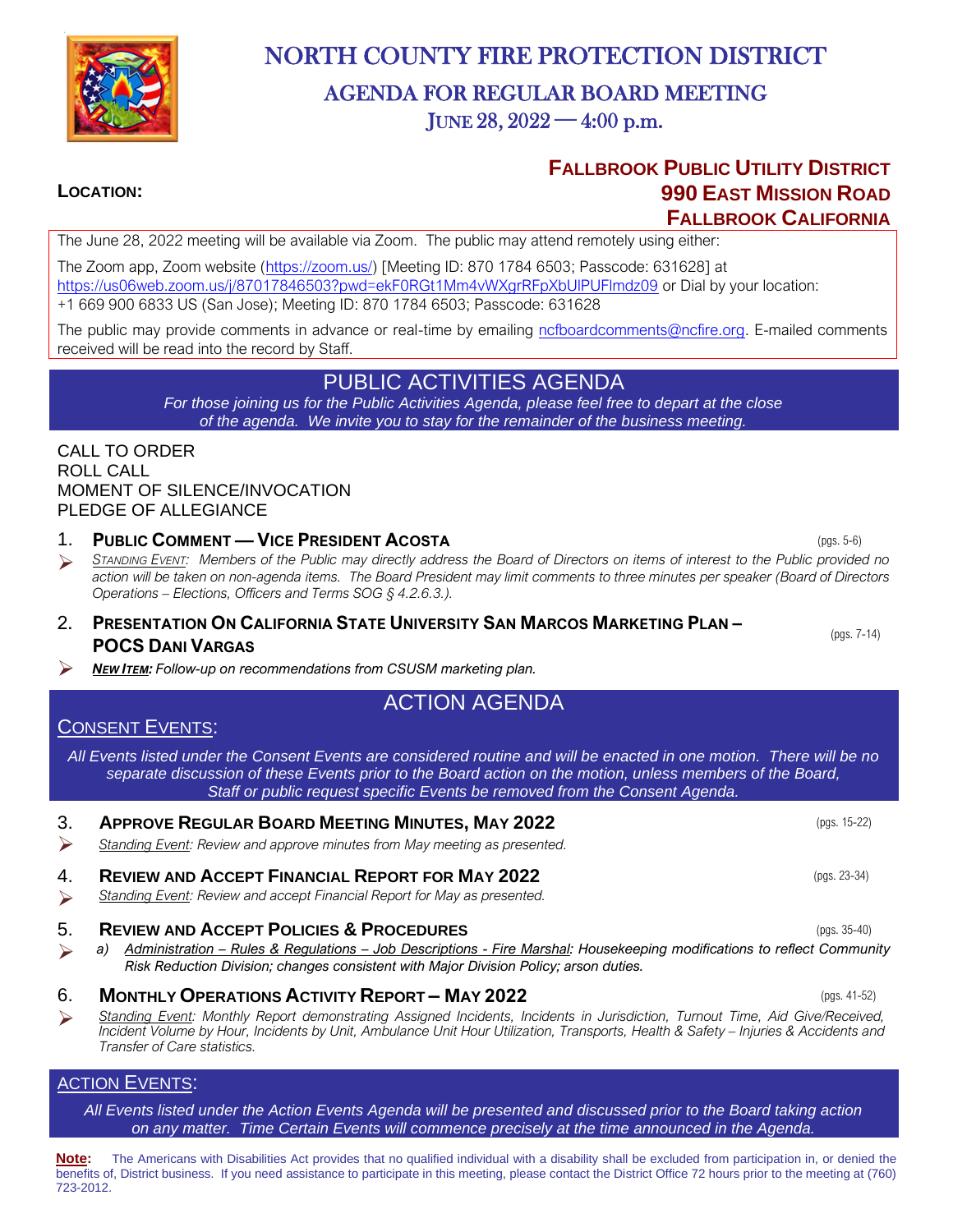# NORTH COUNTY FIRE PROTECTION DISTRICT

## AGENDA FOR REGULAR BOARD MEETING

## JUNE 28, 2022 — 4:00 p.m.

**LOCATION:**

**FALLBROOK PUBLIC UTILITY DISTRICT**
**990 EAST MISSION ROAD**
**FALLBROOK CALIFORNIA**

The June 28, 2022 meeting will be available via Zoom. The public may attend remotely using either:

The Zoom app, Zoom website (https://zoom.us/) [Meeting ID: 870 1784 6503; Passcode: 631628] at https://us06web.zoom.us/j/87017846503?pwd=ekF0RGt1Mm4vWXgrRFpXbUlPUFlmdz09 or Dial by your location: +1 669 900 6833 US (San Jose); Meeting ID: 870 1784 6503; Passcode: 631628

The public may provide comments in advance or real-time by emailing ncfboardcomments@ncfire.org. E-mailed comments received will be read into the record by Staff.

## PUBLIC ACTIVITIES AGENDA

*For those joining us for the Public Activities Agenda, please feel free to depart at the close of the agenda. We invite you to stay for the remainder of the business meeting.*

CALL TO ORDER
ROLL CALL
MOMENT OF SILENCE/INVOCATION
PLEDGE OF ALLEGIANCE

1. **PUBLIC COMMENT — VICE PRESIDENT ACOSTA** (pgs. 5-6)
   - *STANDING EVENT: Members of the Public may directly address the Board of Directors on items of interest to the Public provided no action will be taken on non-agenda items. The Board President may limit comments to three minutes per speaker (Board of Directors Operations – Elections, Officers and Terms SOG § 4.2.6.3.).*

2. **PRESENTATION ON CALIFORNIA STATE UNIVERSITY SAN MARCOS MARKETING PLAN – POCS DANI VARGAS** (pgs. 7-14)
   - ***NEW ITEM:** Follow-up on recommendations from CSUSM marketing plan.*

## ACTION AGENDA

### CONSENT EVENTS:

*All Events listed under the Consent Events are considered routine and will be enacted in one motion. There will be no separate discussion of these Events prior to the Board action on the motion, unless members of the Board, Staff or public request specific Events be removed from the Consent Agenda.*

3. **APPROVE REGULAR BOARD MEETING MINUTES, MAY 2022** (pgs. 15-22)
   - *Standing Event: Review and approve minutes from May meeting as presented.*

4. **REVIEW AND ACCEPT FINANCIAL REPORT FOR MAY 2022** (pgs. 23-34)
   - *Standing Event: Review and accept Financial Report for May as presented.*

5. **REVIEW AND ACCEPT POLICIES & PROCEDURES** (pgs. 35-40)
   - *a) Administration – Rules & Regulations – Job Descriptions - Fire Marshal: Housekeeping modifications to reflect Community Risk Reduction Division; changes consistent with Major Division Policy; arson duties.*

6. **MONTHLY OPERATIONS ACTIVITY REPORT – MAY 2022** (pgs. 41-52)
   - *Standing Event: Monthly Report demonstrating Assigned Incidents, Incidents in Jurisdiction, Turnout Time, Aid Give/Received, Incident Volume by Hour, Incidents by Unit, Ambulance Unit Hour Utilization, Transports, Health & Safety – Injuries & Accidents and Transfer of Care statistics.*

### ACTION EVENTS:

*All Events listed under the Action Events Agenda will be presented and discussed prior to the Board taking action on any matter. Time Certain Events will commence precisely at the time announced in the Agenda.*

**Note:** The Americans with Disabilities Act provides that no qualified individual with a disability shall be excluded from participation in, or denied the benefits of, District business. If you need assistance to participate in this meeting, please contact the District Office 72 hours prior to the meeting at (760) 723-2012.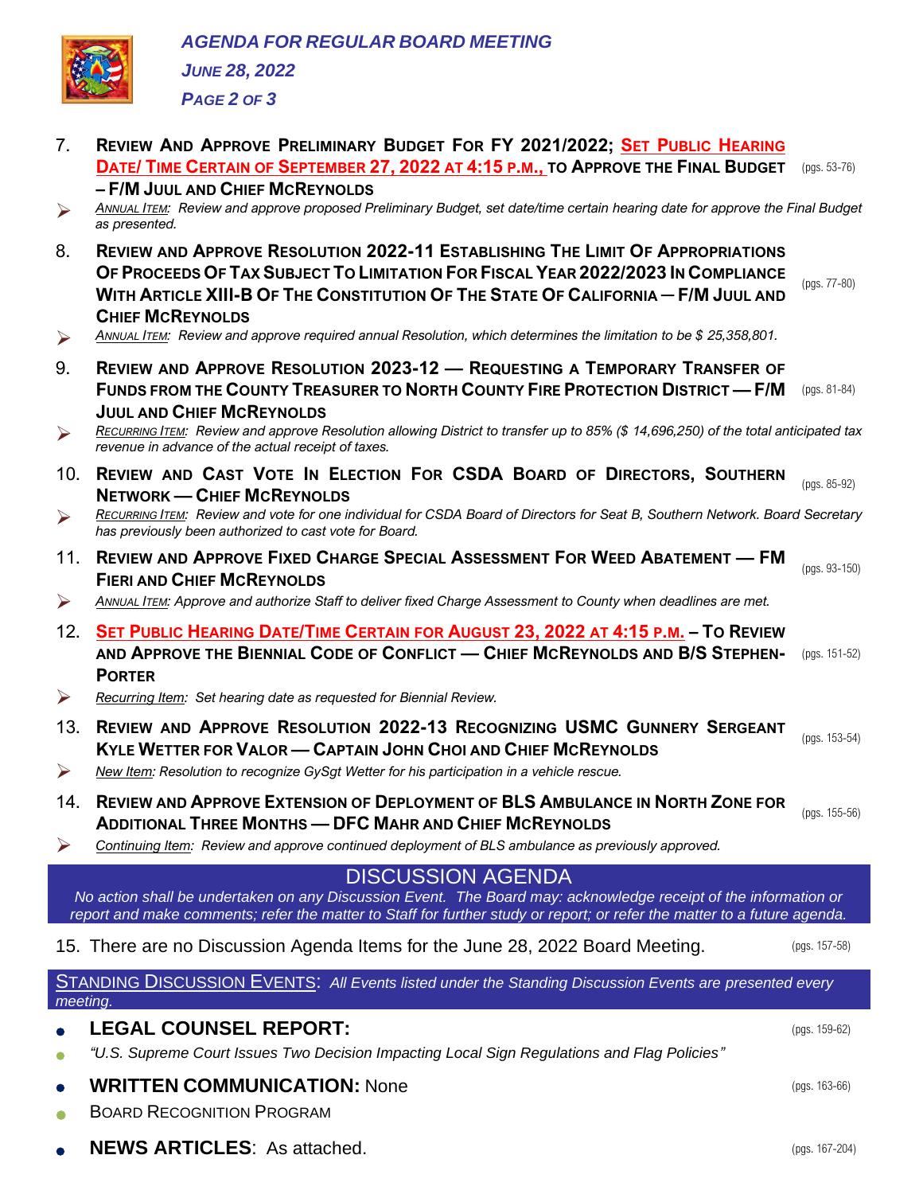7. **Review And Approve Preliminary Budget For FY 2021/2022; Set Public Hearing Date/ Time Certain of September 27, 2022 at 4:15 p.m., to Approve the Final Budget – F/M Juul and Chief McReynolds** (pgs. 53-76)
   - *Annual Item: Review and approve proposed Preliminary Budget, set date/time certain hearing date for approve the Final Budget as presented.*

8. **Review and Approve Resolution 2022-11 Establishing The Limit Of Appropriations Of Proceeds Of Tax Subject To Limitation For Fiscal Year 2022/2023 In Compliance With Article XIII-B Of The Constitution Of The State Of California — F/M Juul and Chief McReynolds** (pgs. 77-80)
   - *Annual Item: Review and approve required annual Resolution, which determines the limitation to be $ 25,358,801.*

9. **Review and Approve Resolution 2023-12 — Requesting a Temporary Transfer of Funds from the County Treasurer to North County Fire Protection District — F/M Juul and Chief McReynolds** (pgs. 81-84)
   - *Recurring Item: Review and approve Resolution allowing District to transfer up to 85% ($ 14,696,250) of the total anticipated tax revenue in advance of the actual receipt of taxes.*

10. **Review and Cast Vote In Election For CSDA Board of Directors, Southern Network — Chief McReynolds** (pgs. 85-92)
    - *Recurring Item: Review and vote for one individual for CSDA Board of Directors for Seat B, Southern Network. Board Secretary has previously been authorized to cast vote for Board.*

11. **Review and Approve Fixed Charge Special Assessment For Weed Abatement — FM Fieri and Chief McReynolds** (pgs. 93-150)
    - *Annual Item: Approve and authorize Staff to deliver fixed Charge Assessment to County when deadlines are met.*

12. **Set Public Hearing Date/Time Certain for August 23, 2022 at 4:15 p.m. – To Review and Approve the Biennial Code of Conflict — Chief McReynolds and B/S Stephen-Porter** (pgs. 151-52)
    - *Recurring Item: Set hearing date as requested for Biennial Review.*

13. **Review and Approve Resolution 2022-13 Recognizing USMC Gunnery Sergeant Kyle Wetter for Valor — Captain John Choi and Chief McReynolds** (pgs. 153-54)
    - *New Item: Resolution to recognize GySgt Wetter for his participation in a vehicle rescue.*

14. **Review and Approve Extension of Deployment of BLS Ambulance in North Zone for Additional Three Months — DFC Mahr and Chief McReynolds** (pgs. 155-56)
    - *Continuing Item: Review and approve continued deployment of BLS ambulance as previously approved.*

## DISCUSSION AGENDA

*No action shall be undertaken on any Discussion Event. The Board may: acknowledge receipt of the information or report and make comments; refer the matter to Staff for further study or report; or refer the matter to a future agenda.*

15. There are no Discussion Agenda Items for the June 28, 2022 Board Meeting. (pgs. 157-58)

## Standing Discussion Events: *All Events listed under the Standing Discussion Events are presented every meeting.*

- **LEGAL COUNSEL REPORT:** (pgs. 159-62)
  - *"U.S. Supreme Court Issues Two Decision Impacting Local Sign Regulations and Flag Policies"*
- **WRITTEN COMMUNICATION:** None (pgs. 163-66)
  - Board Recognition Program
- **NEWS ARTICLES**: As attached. (pgs. 167-204)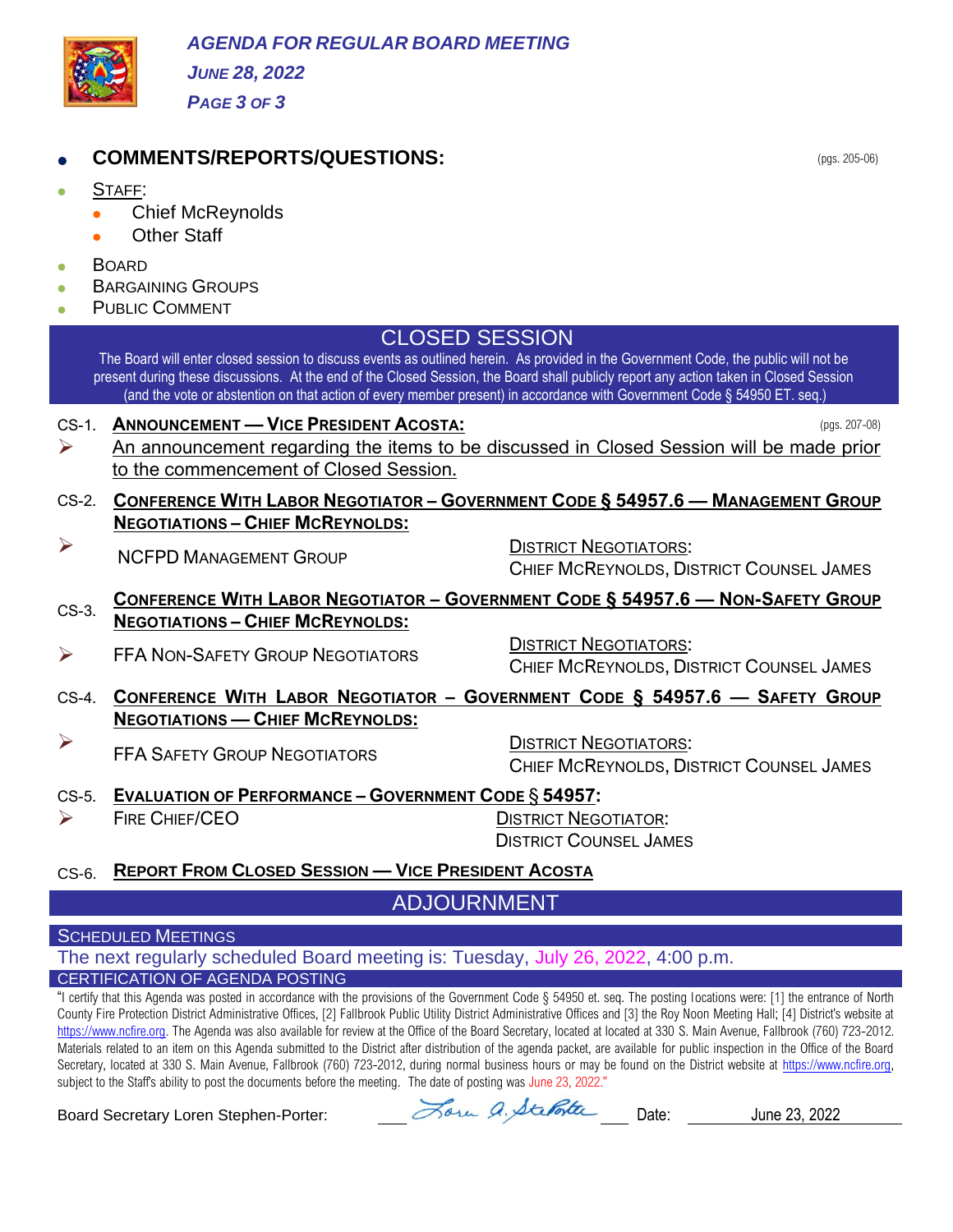- **COMMENTS/REPORTS/QUESTIONS:** (pgs. 205-06)
  - STAFF:
    - Chief McReynolds
    - Other Staff
  - BOARD
  - BARGAINING GROUPS
  - PUBLIC COMMENT

## CLOSED SESSION

The Board will enter closed session to discuss events as outlined herein. As provided in the Government Code, the public will not be present during these discussions. At the end of the Closed Session, the Board shall publicly report any action taken in Closed Session (and the vote or abstention on that action of every member present) in accordance with Government Code § 54950 ET. seq.)

CS-1. **ANNOUNCEMENT — VICE PRESIDENT ACOSTA:** (pgs. 207-08)

- An announcement regarding the items to be discussed in Closed Session will be made prior to the commencement of Closed Session.

CS-2. **CONFERENCE WITH LABOR NEGOTIATOR – GOVERNMENT CODE § 54957.6 — MANAGEMENT GROUP NEGOTIATIONS – CHIEF MCREYNOLDS:**

- NCFPD MANAGEMENT GROUP — DISTRICT NEGOTIATORS: CHIEF MCREYNOLDS, DISTRICT COUNSEL JAMES

CS-3. **CONFERENCE WITH LABOR NEGOTIATOR – GOVERNMENT CODE § 54957.6 — NON-SAFETY GROUP NEGOTIATIONS – CHIEF MCREYNOLDS:**

- FFA NON-SAFETY GROUP NEGOTIATORS — DISTRICT NEGOTIATORS: CHIEF MCREYNOLDS, DISTRICT COUNSEL JAMES

CS-4. **CONFERENCE WITH LABOR NEGOTIATOR – GOVERNMENT CODE § 54957.6 — SAFETY GROUP NEGOTIATIONS — CHIEF MCREYNOLDS:**

- FFA SAFETY GROUP NEGOTIATORS — DISTRICT NEGOTIATORS: CHIEF MCREYNOLDS, DISTRICT COUNSEL JAMES

CS-5. **EVALUATION OF PERFORMANCE – GOVERNMENT CODE § 54957:**

- FIRE CHIEF/CEO — DISTRICT NEGOTIATOR: DISTRICT COUNSEL JAMES

CS-6. **REPORT FROM CLOSED SESSION — VICE PRESIDENT ACOSTA**

## ADJOURNMENT

### SCHEDULED MEETINGS

The next regularly scheduled Board meeting is: Tuesday, July 26, 2022, 4:00 p.m.

### CERTIFICATION OF AGENDA POSTING

"I certify that this Agenda was posted in accordance with the provisions of the Government Code § 54950 et. seq. The posting locations were: [1] the entrance of North County Fire Protection District Administrative Offices, [2] Fallbrook Public Utility District Administrative Offices and [3] the Roy Noon Meeting Hall; [4] District's website at https://www.ncfire.org. The Agenda was also available for review at the Office of the Board Secretary, located at located at 330 S. Main Avenue, Fallbrook (760) 723-2012. Materials related to an item on this Agenda submitted to the District after distribution of the agenda packet, are available for public inspection in the Office of the Board Secretary, located at 330 S. Main Avenue, Fallbrook (760) 723-2012, during normal business hours or may be found on the District website at https://www.ncfire.org, subject to the Staff's ability to post the documents before the meeting. The date of posting was June 23, 2022."

Board Secretary Loren Stephen-Porter: Loren A. StePorter Date: June 23, 2022